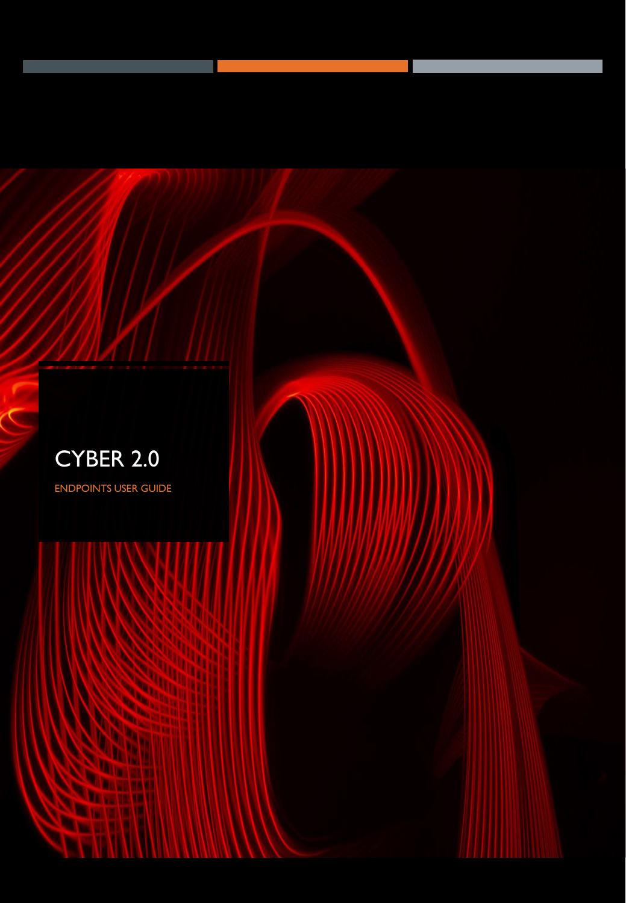# CYBER 2.0

ENDPOINTS USER GUIDE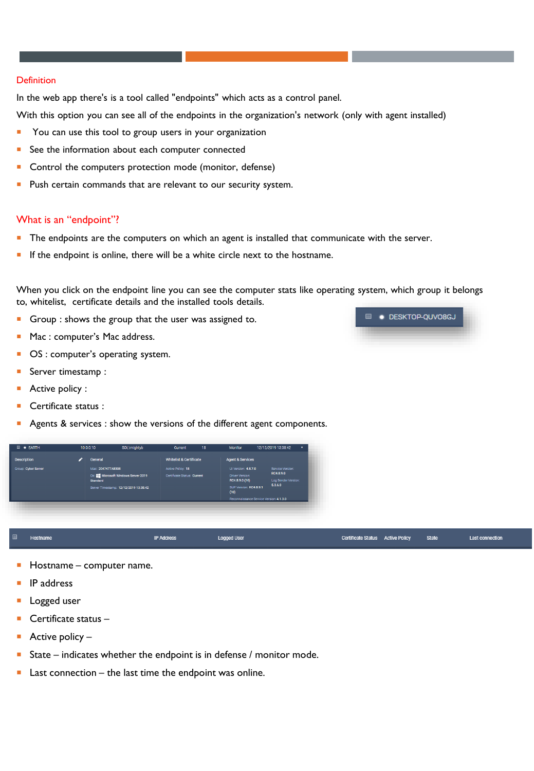## Definition

In the web app there's is a tool called "endpoints" which acts as a control panel.

With this option you can see all of the endpoints in the organization's network (only with agent installed)

- You can use this tool to group users in your organization
- See the information about each computer connected
- Control the computers protection mode (monitor, defense)
- Push certain commands that are relevant to our security system.

## What is an "endpoint"?

- The endpoints are the computers on which an agent is installed that communicate with the server.
- If the endpoint is online, there will be a white circle next to the hostname.

When you click on the endpoint line you can see the computer stats like operating system, which group it belongs to, whitelist, certificate details and the installed tools details.

- Group : shows the group that the user was assigned to.
- Mac : computer's Mac address.
- OS : computer's operating system.
- Server timestamp :
- Active policy :
- Certificate status :
- Agents & services : show the versions of the different agent components.

| Hostname | IP Address | Logged User | Certificate Status | Active Policy | State | Last connection |
|---|---|---|---|---|---|---|

- Hostname – computer name.
- IP address
- Logged user
- Certificate status –
- Active policy –
- State – indicates whether the endpoint is in defense / monitor mode.
- Last connection – the last time the endpoint was online.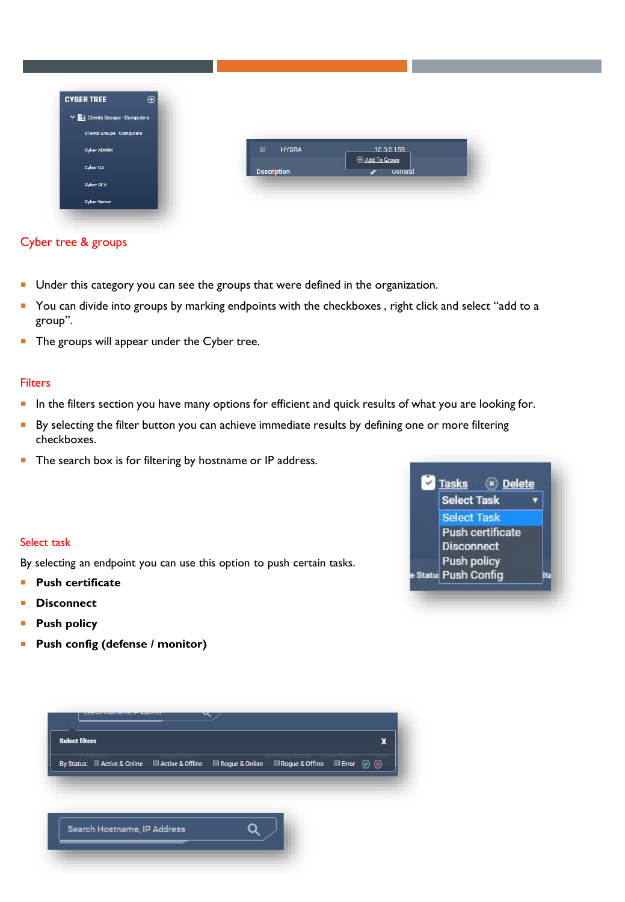## Cyber tree & groups

- Under this category you can see the groups that were defined in the organization.
- You can divide into groups by marking endpoints with the checkboxes , right click and select "add to a group".
- The groups will appear under the Cyber tree.

## Filters

- In the filters section you have many options for efficient and quick results of what you are looking for.
- By selecting the filter button you can achieve immediate results by defining one or more filtering checkboxes.
- The search box is for filtering by hostname or IP address.

## Select task

By selecting an endpoint you can use this option to push certain tasks.

- **Push certificate**
- **Disconnect**
- **Push policy**
- **Push config (defense / monitor)**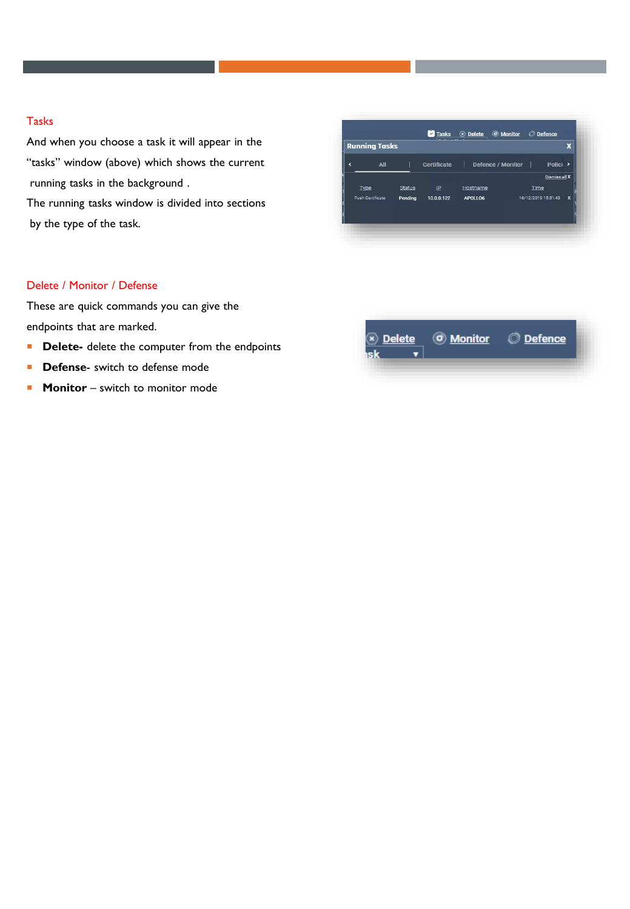## Tasks

And when you choose a task it will appear in the "tasks" window (above) which shows the current running tasks in the background .

The running tasks window is divided into sections by the type of the task.

## Delete / Monitor / Defense

These are quick commands you can give the endpoints that are marked.

- **Delete-** delete the computer from the endpoints
- **Defense-** switch to defense mode
- **Monitor** – switch to monitor mode